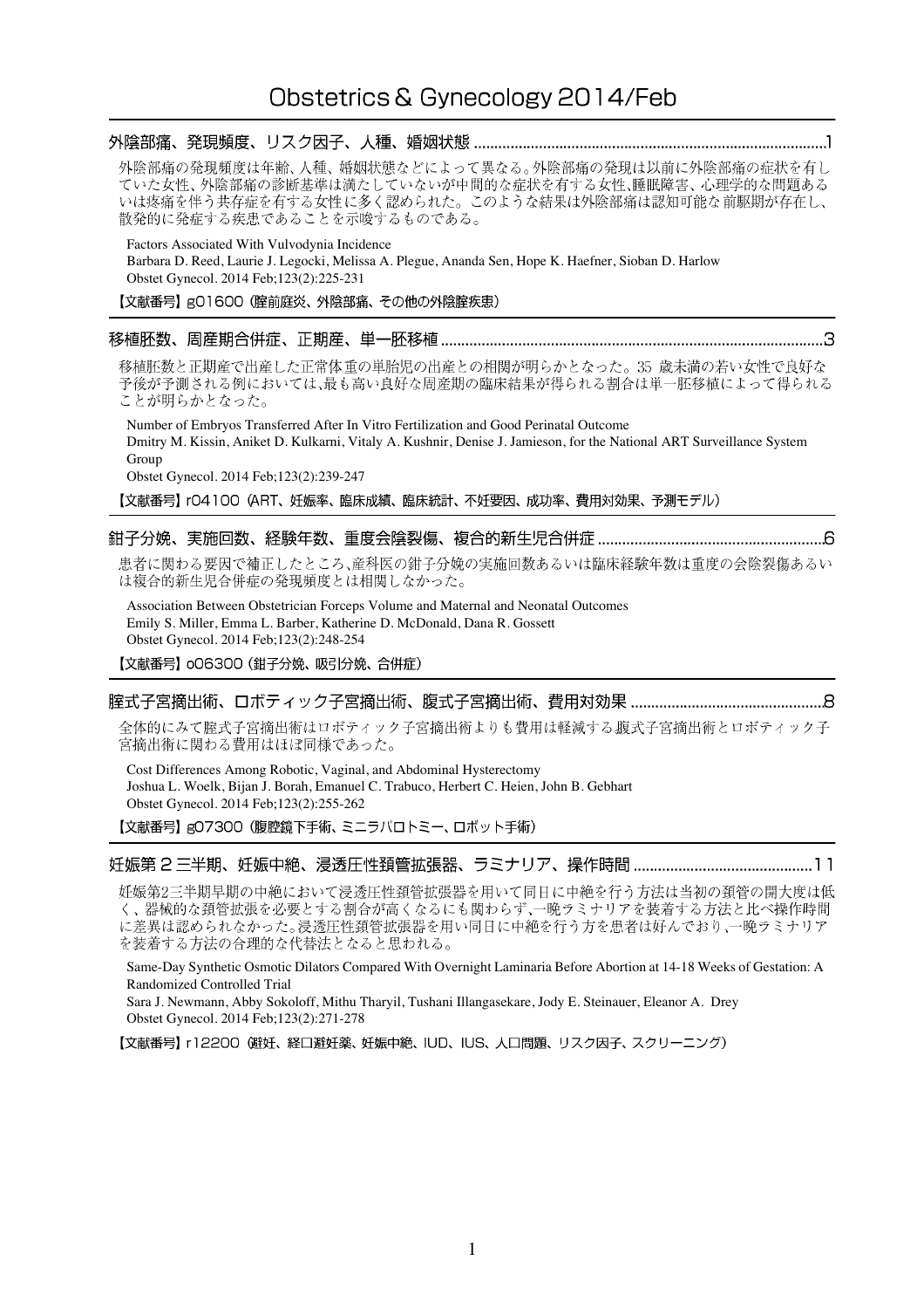# Obstetrics & Gynecology 2014/Feb

## 外陰部痛、発現頻度、リスク因子、人種、婚姻状態 ....................................................................................1

外陰部痛の発現頻度は年齢、人種、婚姻状態などによって異なる。外陰部痛の発現は以前に外陰部痛の症状を有していた女性、外陰部痛の診断基準は満たしていないが中間的な症状を有する女性、睡眠障害、心理学的な問題あるいは疼痛を伴う共存症を有する女性に多く認められた。このような結果は外陰部痛は認知可能な前駆期が存在し、散発的に発症する疾患であることを示唆するものである。

Factors Associated With Vulvodynia Incidence
Barbara D. Reed, Laurie J. Legocki, Melissa A. Plegue, Ananda Sen, Hope K. Haefner, Sioban D. Harlow
Obstet Gynecol. 2014 Feb;123(2):225-231

【文献番号】g01600（膣前庭炎、外陰部痛、その他の外陰膣疾患）

## 移植胚数、周産期合併症、正期産、単一胚移植 ..............................................................................................3

移植胚数と正期産で出産した正常体重の単胎児の出産との相関が明らかとなった。35 歳未満の若い女性で良好な予後が予測される例においては、最も高い良好な周産期の臨床結果が得られる割合は単一胚移植によって得られることが明らかとなった。

Number of Embryos Transferred After In Vitro Fertilization and Good Perinatal Outcome
Dmitry M. Kissin, Aniket D. Kulkarni, Vitaly A. Kushnir, Denise J. Jamieson, for the National ART Surveillance System Group
Obstet Gynecol. 2014 Feb;123(2):239-247

【文献番号】r04100（ART、妊娠率、臨床成績、臨床統計、不妊要因、成功率、費用対効果、予測モデル）

## 鉗子分娩、実施回数、経験年数、重度会陰裂傷、複合的新生児合併症 .......................................................6

患者に関わる要因で補正したところ、産科医の鉗子分娩の実施回数あるいは臨床経験年数は重度の会陰裂傷あるいは複合的新生児合併症の発現頻度とは相関しなかった。

Association Between Obstetrician Forceps Volume and Maternal and Neonatal Outcomes
Emily S. Miller, Emma L. Barber, Katherine D. McDonald, Dana R. Gossett
Obstet Gynecol. 2014 Feb;123(2):248-254

【文献番号】o06300（鉗子分娩、吸引分娩、合併症）

## 腟式子宮摘出術、ロボティック子宮摘出術、腹式子宮摘出術、費用対効果 ...............................................8

全体的にみて腟式子宮摘出術はロボティック子宮摘出術よりも費用は軽減する.腹式子宮摘出術とロボティック子宮摘出術に関わる費用はほぼ同様であった。

Cost Differences Among Robotic, Vaginal, and Abdominal Hysterectomy
Joshua L. Woelk, Bijan J. Borah, Emanuel C. Trabuco, Herbert C. Heien, John B. Gebhart
Obstet Gynecol. 2014 Feb;123(2):255-262

【文献番号】g07300（腹腔鏡下手術、ミニラパロトミー、ロボット手術）

## 妊娠第 2 三半期、妊娠中絶、浸透圧性頚管拡張器、ラミナリア、操作時間 ...........................................11

妊娠第2三半期早期の中絶において浸透圧性頚管拡張器を用いて同日に中絶を行う方法は当初の頚管の開大度は低く、器械的な頚管拡張を必要とする割合が高くなるにも関わらず,一晩ラミナリアを装着する方法と比べ操作時間に差異は認められなかった。浸透圧性頚管拡張器を用い同日に中絶を行う方を患者は好んでおり,一晩ラミナリアを装着する方法の合理的な代替法となると思われる。

Same-Day Synthetic Osmotic Dilators Compared With Overnight Laminaria Before Abortion at 14-18 Weeks of Gestation: A Randomized Controlled Trial
Sara J. Newmann, Abby Sokoloff, Mithu Tharyil, Tushani Illangasekare, Jody E. Steinauer, Eleanor A. Drey
Obstet Gynecol. 2014 Feb;123(2):271-278

【文献番号】r12200（避妊、経口避妊薬、妊娠中絶、IUD、IUS、人口問題、リスク因子、スクリーニング）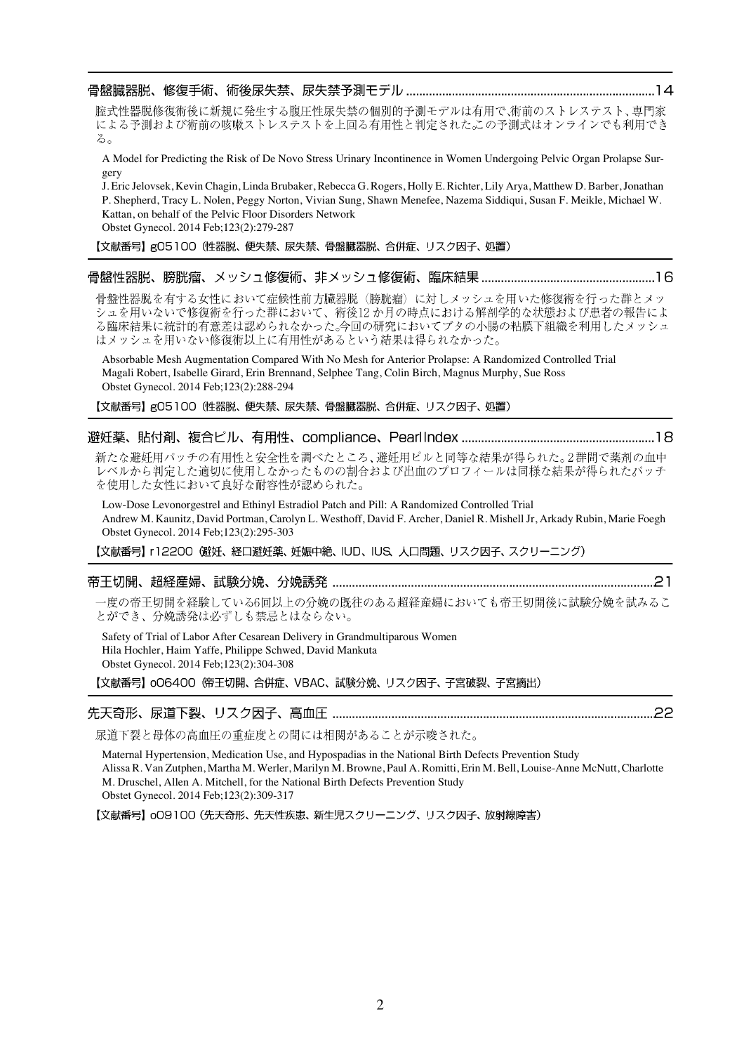## 骨盤臓器脱、修復手術、術後尿失禁、尿失禁予測モデル ..........14

腟式性器脱修復術後に新規に発生する腹圧性尿失禁の個別的予測モデルは有用で､術前のストレステスト、専門家による予測および術前の咳嗽ストレステストを上回る有用性と判定された｡この予測式はオンラインでも利用できる。

A Model for Predicting the Risk of De Novo Stress Urinary Incontinence in Women Undergoing Pelvic Organ Prolapse Surgery
J. Eric Jelovsek, Kevin Chagin, Linda Brubaker, Rebecca G. Rogers, Holly E. Richter, Lily Arya, Matthew D. Barber, Jonathan P. Shepherd, Tracy L. Nolen, Peggy Norton, Vivian Sung, Shawn Menefee, Nazema Siddiqui, Susan F. Meikle, Michael W. Kattan, on behalf of the Pelvic Floor Disorders Network
Obstet Gynecol. 2014 Feb;123(2):279-287

【文献番号】g05100（性器脱、便失禁、尿失禁、骨盤臓器脱、合併症、リスク因子、処置）

## 骨盤性器脱、膀胱瘤、メッシュ修復術、非メッシュ修復術、臨床結果 ..........16

骨盤性器脱を有する女性において症候性前方臓器脱（膀胱瘤）に対しメッシュを用いた修復術を行った群とメッシュを用いないで修復術を行った群において、術後12か月の時点における解剖学的な状態および患者の報告による臨床結果に統計的有意差は認められなかった。今回の研究においてブタの小腸の粘膜下組織を利用したメッシュはメッシュを用いない修復術以上に有用性があるという結果は得られなかった。

Absorbable Mesh Augmentation Compared With No Mesh for Anterior Prolapse: A Randomized Controlled Trial
Magali Robert, Isabelle Girard, Erin Brennand, Selphee Tang, Colin Birch, Magnus Murphy, Sue Ross
Obstet Gynecol. 2014 Feb;123(2):288-294

【文献番号】g05100（性器脱、便失禁、尿失禁、骨盤臓器脱、合併症、リスク因子、処置）

## 避妊薬、貼付剤、複合ピル、有用性、compliance、PearlIndex ..........18

新たな避妊用パッチの有用性と安全性を調べたところ、避妊用ピルと同等な結果が得られた。2群間で薬剤の血中レベルから判定した適切に使用しなかったものの割合および出血のプロフィールは同様な結果が得られた｡パッチを使用した女性において良好な耐容性が認められた。

Low-Dose Levonorgestrel and Ethinyl Estradiol Patch and Pill: A Randomized Controlled Trial
Andrew M. Kaunitz, David Portman, Carolyn L. Westhoff, David F. Archer, Daniel R. Mishell Jr, Arkady Rubin, Marie Foegh
Obstet Gynecol. 2014 Feb;123(2):295-303

【文献番号】r12200（避妊、経口避妊薬、妊娠中絶、IUD、IUS、人口問題、リスク因子、スクリーニング）

## 帝王切開、超経産婦、試験分娩、分娩誘発 ..........21

一度の帝王切開を経験している6回以上の分娩の既往のある超経産婦においても帝王切開後に試験分娩を試みることができ、分娩誘発は必ずしも禁忌とはならない。

Safety of Trial of Labor After Cesarean Delivery in Grandmultiparous Women
Hila Hochler, Haim Yaffe, Philippe Schwed, David Mankuta
Obstet Gynecol. 2014 Feb;123(2):304-308

【文献番号】o06400（帝王切開、合併症、VBAC、試験分娩、リスク因子、子宮破裂、子宮摘出）

## 先天奇形、尿道下裂、リスク因子、高血圧 ..........22

尿道下裂と母体の高血圧の重症度との間には相関があることが示唆された。

Maternal Hypertension, Medication Use, and Hypospadias in the National Birth Defects Prevention Study
Alissa R. Van Zutphen, Martha M. Werler, Marilyn M. Browne, Paul A. Romitti, Erin M. Bell, Louise-Anne McNutt, Charlotte M. Druschel, Allen A. Mitchell, for the National Birth Defects Prevention Study
Obstet Gynecol. 2014 Feb;123(2):309-317

【文献番号】o09100（先天奇形、先天性疾患、新生児スクリーニング、リスク因子、放射線障害）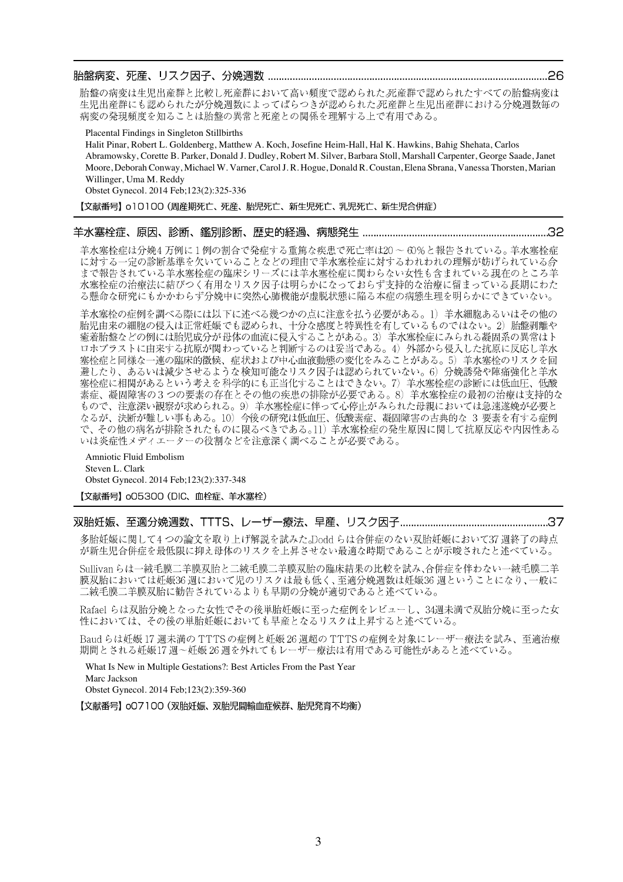## 胎盤病変、死産、リスク因子、分娩週数 ....................................................................................................26

胎盤の病変は生児出産群と比較し死産群において高い頻度で認められた死産群で認められたすべての胎盤病変は生児出産群にも認められたが分娩週数によってばらつきが認められた死産群と生児出産群における分娩週数毎の病変の発現頻度を知ることは胎盤の異常と死産との関係を理解する上で有用である。

Placental Findings in Singleton Stillbirths
Halit Pinar, Robert L. Goldenberg, Matthew A. Koch, Josefine Heim-Hall, Hal K. Hawkins, Bahig Shehata, Carlos Abramowsky, Corette B. Parker, Donald J. Dudley, Robert M. Silver, Barbara Stoll, Marshall Carpenter, George Saade, Janet Moore, Deborah Conway, Michael W. Varner, Carol J. R. Hogue, Donald R. Coustan, Elena Sbrana, Vanessa Thorsten, Marian Willinger, Uma M. Reddy
Obstet Gynecol. 2014 Feb;123(2):325-336

【文献番号】o10100（周産期死亡、死産、胎児死亡、新生児死亡、乳児死亡、新生児合併症）

## 羊水塞栓症、原因、診断、鑑別診断、歴史的経過、病態発生 ..................................................................32

羊水塞栓症は分娩4万例に1例の割合で発症する重篤な疾患で死亡率は20～60％と報告されている。羊水塞栓症に対する一定の診断基準を欠いていることなどの理由で羊水塞栓症に対するわれわれの理解が妨げられている今まで報告されている羊水塞栓症の臨床シリーズには羊水塞栓症に関わらない女性も含まれている現在のところ羊水塞栓症の治療法に結びつく有用なリスク因子は明らかになっておらず支持的な治療に留まっている長期にわたる懸命な研究にもかかわらず分娩中に突然心肺機能が虚脱状態に陥る本症の病態生理を明らかにできていない。

羊水塞栓の症例を調べる際には以下に述べる幾つかの点に注意を払う必要がある。1）羊水細胞あるいはその他の胎児由来の細胞の侵入は正常妊娠でも認められ、十分な感度と特異性を有しているものではない。2）胎盤剥離や癒着胎盤などの例には胎児成分が母体の血流に侵入することがある。3）羊水塞栓症にみられる凝固系の異常はトロホブラストに由来する抗原が関わっていると判断するのは妥当である。4）外部から侵入した抗原に反応し羊水塞栓症と同様な一連の臨床的徴候、症状および中心血液動態の変化をみることがある。5）羊水塞栓のリスクを回避したり、あるいは減少させるような検知可能なリスク因子は認められていない。6）分娩誘発や陣痛強化と羊水塞栓症に相関があるという考えを科学的にも正当化することはできない。7）羊水塞栓症の診断には低血圧、低酸素症、凝固障害の3つの要素の存在とその他の疾患の排除が必要である。8）羊水塞栓症の最初の治療は支持的なもので、注意深い観察が求められる。9）羊水塞栓症に伴って心停止がみられた母親においては急速遂娩が必要となるが、決断が難しい事もある。10）今後の研究は低血圧、低酸素症、凝固障害の古典的な3要素を有する症例で、その他の病名が排除されたものに限るべきである。11）羊水塞栓症の発生原因に関して抗原反応や内因性あるいは炎症性メディエーターの役割などを注意深く調べることが必要である。

Amniotic Fluid Embolism
Steven L. Clark
Obstet Gynecol. 2014 Feb;123(2):337-348

【文献番号】o05300（DIC、血栓症、羊水塞栓）

## 双胎妊娠、至適分娩週数、TTTS、レーザー療法、早産、リスク因子......................................................37

多胎妊娠に関して4つの論文を取り上げ解説を試みた。Doddらは合併症のない双胎妊娠において37週終了の時点が新生児合併症を最低限に抑え母体のリスクを上昇させない最適な時期であることが示唆されたと述べている。

Sullivanらは一絨毛膜二羊膜双胎と二絨毛膜二羊膜双胎の臨床結果の比較を試み、合併症を伴わない一絨毛膜二羊膜双胎においては妊娠36週において児のリスクは最も低く、至適分娩週数は妊娠36週ということになり、一般に二絨毛膜二羊膜双胎に勧告されているよりも早期の分娩が適切であると述べている。

Rafaelらは双胎分娩となった女性でその後単胎妊娠に至った症例をレビューし、34週未満で双胎分娩に至った女性においては、その後の単胎妊娠においても早産となるリスクは上昇すると述べている。

Baudらは妊娠17週未満のTTTSの症例と妊娠26週超のTTTSの症例を対象にレーザー療法を試み、至適治療期間とされる妊娠17週～妊娠26週を外れてもレーザー療法は有用である可能性があると述べている。

What Is New in Multiple Gestations?: Best Articles From the Past Year
Marc Jackson
Obstet Gynecol. 2014 Feb;123(2):359-360

【文献番号】o07100（双胎妊娠、双胎児間輸血症候群、胎児発育不均衡）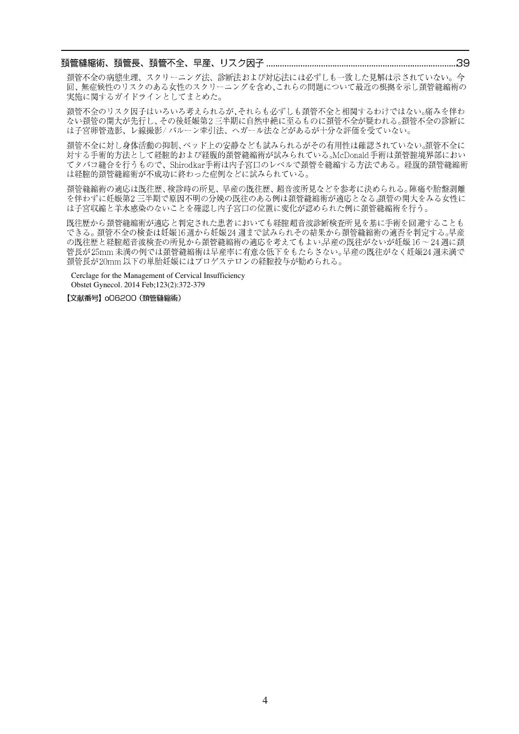## 頚管縫縮術、頚管長、頚管不全、早産、リスク因子 ..................................................................................39

頚管不全の病態生理、スクリーニング法、診断法および対応法には必ずしも一致した見解は示されていない。今回、無症候性のリスクのある女性のスクリーニングを含め、これらの問題について最近の根拠を示し頚管縫縮術の実施に関するガイドラインとしてまとめた。

頚管不全のリスク因子はいろいろ考えられるが、それらも必ずしも頚管不全と相関するわけではない。痛みを伴わない頚管の開大が先行し、その後妊娠第2三半期に自然中絶に至るものに頚管不全が疑われる。頚管不全の診断には子宮卵管造影、レ線撮影/バルーン牽引法、ヘガール法などがあるが十分な評価を受けていない。

頚管不全に対し身体活動の抑制、ベッド上の安静なども試みられるがその有用性は確認されていない。頚管不全に対する手術的方法として経腟的および経腹的頚管縫縮術が試みられている。McDonald手術は頚管腟境界部においてタバコ縫合を行うもので、Shirodkar手術は内子宮口のレベルで頚管を縫縮する方法である。経腹的頚管縫縮術は経腟的頚管縫縮術が不成功に終わった症例などに試みられている。

頚管縫縮術の適応は既往歴、検診時の所見、早産の既往歴、超音波所見などを参考に決められる。陣痛や胎盤剥離を伴わずに妊娠第2三半期で原因不明の分娩の既往のある例は頚管縫縮術が適応となる。頚管の開大をみる女性には子宮収縮と羊水感染のないことを確認し内子宮口の位置に変化が認められた例に頚管縫縮術を行う。

既往歴から頚管縫縮術が適応と判定された患者においても経腟超音波診断検査所見を基に手術を回避することもできる。頚管不全の検査は妊娠16週から妊娠24週まで試みられその結果から頚管縫縮術の適否を判定する。早産の既往歴と経腟超音波検査の所見から頚管縫縮術の適応を考えてもよい。早産の既往がないが妊娠16～24週に頚管長が25mm未満の例では頚管縫縮術は早産率に有意な低下をもたらさない。早産の既往がなく妊娠24週未満で頚管長が20mm以下の単胎妊娠にはプロゲステロンの経腟投与が勧められる。

Cerclage for the Management of Cervical Insufficiency
Obstet Gynecol. 2014 Feb;123(2):372-379

**【文献番号】o06200（頚管縫縮術）**